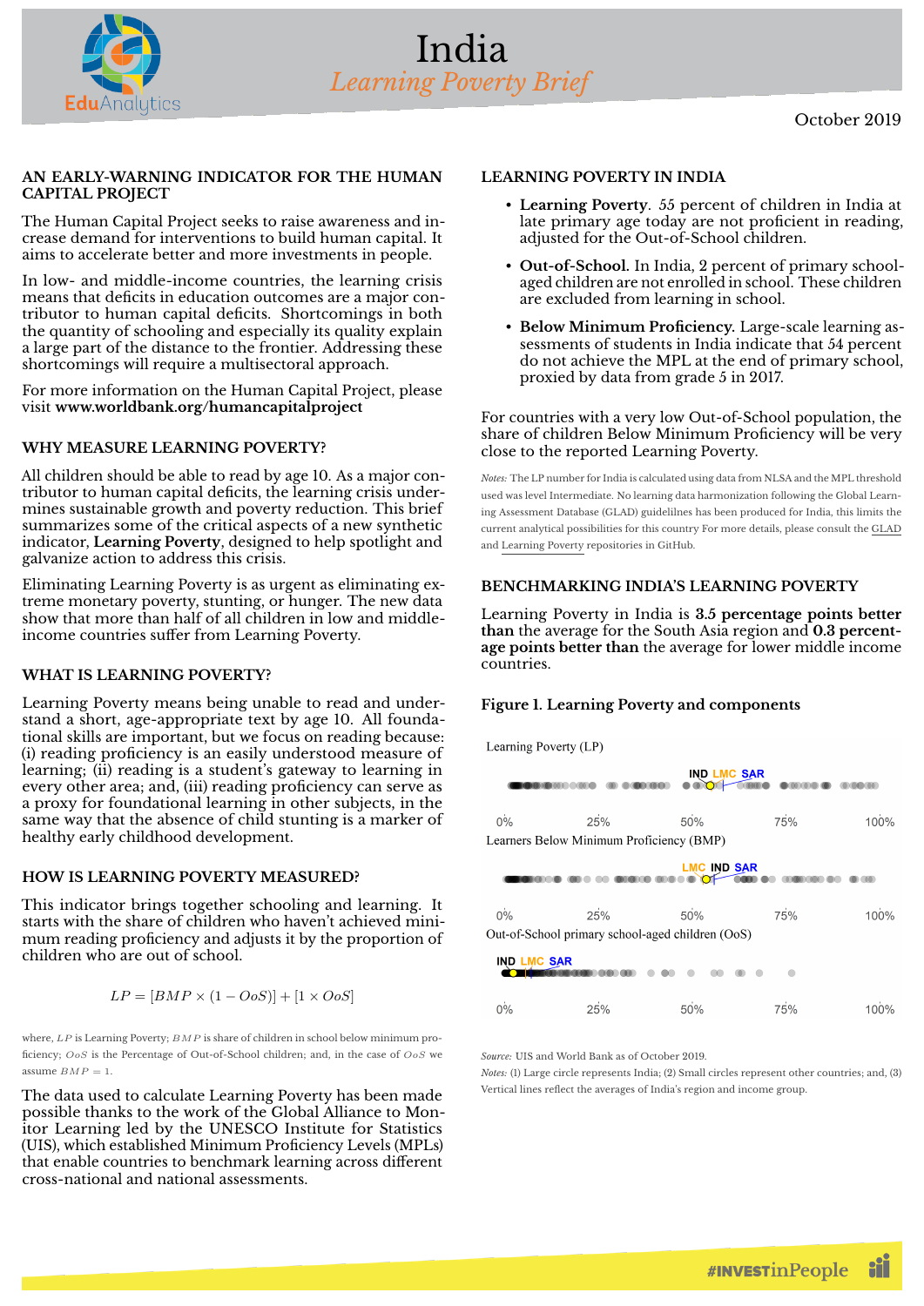# India

## *Learning Poverty Brief*

October 2019

### AN EARLY-WARNING INDICATOR FOR THE HUMAN CAPITAL PROJECT

The Human Capital Project seeks to raise awareness and increase demand for interventions to build human capital. It aims to accelerate better and more investments in people.

In low- and middle-income countries, the learning crisis means that deficits in education outcomes are a major contributor to human capital deficits. Shortcomings in both the quantity of schooling and especially its quality explain a large part of the distance to the frontier. Addressing these shortcomings will require a multisectoral approach.

For more information on the Human Capital Project, please visit **www.worldbank.org/humancapitalproject**

### WHY MEASURE LEARNING POVERTY?

All children should be able to read by age 10. As a major contributor to human capital deficits, the learning crisis undermines sustainable growth and poverty reduction. This brief summarizes some of the critical aspects of a new synthetic indicator, **Learning Poverty**, designed to help spotlight and galvanize action to address this crisis.

Eliminating Learning Poverty is as urgent as eliminating extreme monetary poverty, stunting, or hunger. The new data show that more than half of all children in low and middle-income countries suffer from Learning Poverty.

### WHAT IS LEARNING POVERTY?

Learning Poverty means being unable to read and understand a short, age-appropriate text by age 10. All foundational skills are important, but we focus on reading because: (i) reading proficiency is an easily understood measure of learning; (ii) reading is a student's gateway to learning in every other area; and, (iii) reading proficiency can serve as a proxy for foundational learning in other subjects, in the same way that the absence of child stunting is a marker of healthy early childhood development.

### HOW IS LEARNING POVERTY MEASURED?

This indicator brings together schooling and learning. It starts with the share of children who haven't achieved minimum reading proficiency and adjusts it by the proportion of children who are out of school.

$$LP = [BMP \times (1 - OoS)] + [1 \times OoS]$$

where, $LP$ is Learning Poverty; $BMP$ is share of children in school below minimum proficiency; $OoS$ is the Percentage of Out-of-School children; and, in the case of $OoS$ we assume $BMP = 1$.

The data used to calculate Learning Poverty has been made possible thanks to the work of the Global Alliance to Monitor Learning led by the UNESCO Institute for Statistics (UIS), which established Minimum Proficiency Levels (MPLs) that enable countries to benchmark learning across different cross-national and national assessments.

### LEARNING POVERTY IN INDIA

- **Learning Poverty**. 55 percent of children in India at late primary age today are not proficient in reading, adjusted for the Out-of-School children.
- **Out-of-School.** In India, 2 percent of primary school-aged children are not enrolled in school. These children are excluded from learning in school.
- **Below Minimum Proficiency.** Large-scale learning assessments of students in India indicate that 54 percent do not achieve the MPL at the end of primary school, proxied by data from grade 5 in 2017.

For countries with a very low Out-of-School population, the share of children Below Minimum Proficiency will be very close to the reported Learning Poverty.

*Notes:* The LP number for India is calculated using data from NLSA and the MPL threshold used was level Intermediate. No learning data harmonization following the Global Learning Assessment Database (GLAD) guidelilnes has been produced for India, this limits the current analytical possibilities for this country For more details, please consult the GLAD and Learning Poverty repositories in GitHub.

### BENCHMARKING INDIA'S LEARNING POVERTY

Learning Poverty in India is **3.5 percentage points better than** the average for the South Asia region and **0.3 percentage points better than** the average for lower middle income countries.

**Figure 1. Learning Poverty and components**

Learning Poverty (LP): IND, LMC, SAR (0%–100%)

Learners Below Minimum Proficiency (BMP): LMC, IND, SAR (0%–100%)

Out-of-School primary school-aged children (OoS): IND, LMC, SAR (0%–100%)

*Source:* UIS and World Bank as of October 2019.

*Notes:* (1) Large circle represents India; (2) Small circles represent other countries; and, (3) Vertical lines reflect the averages of India's region and income group.

#INVESTinPeople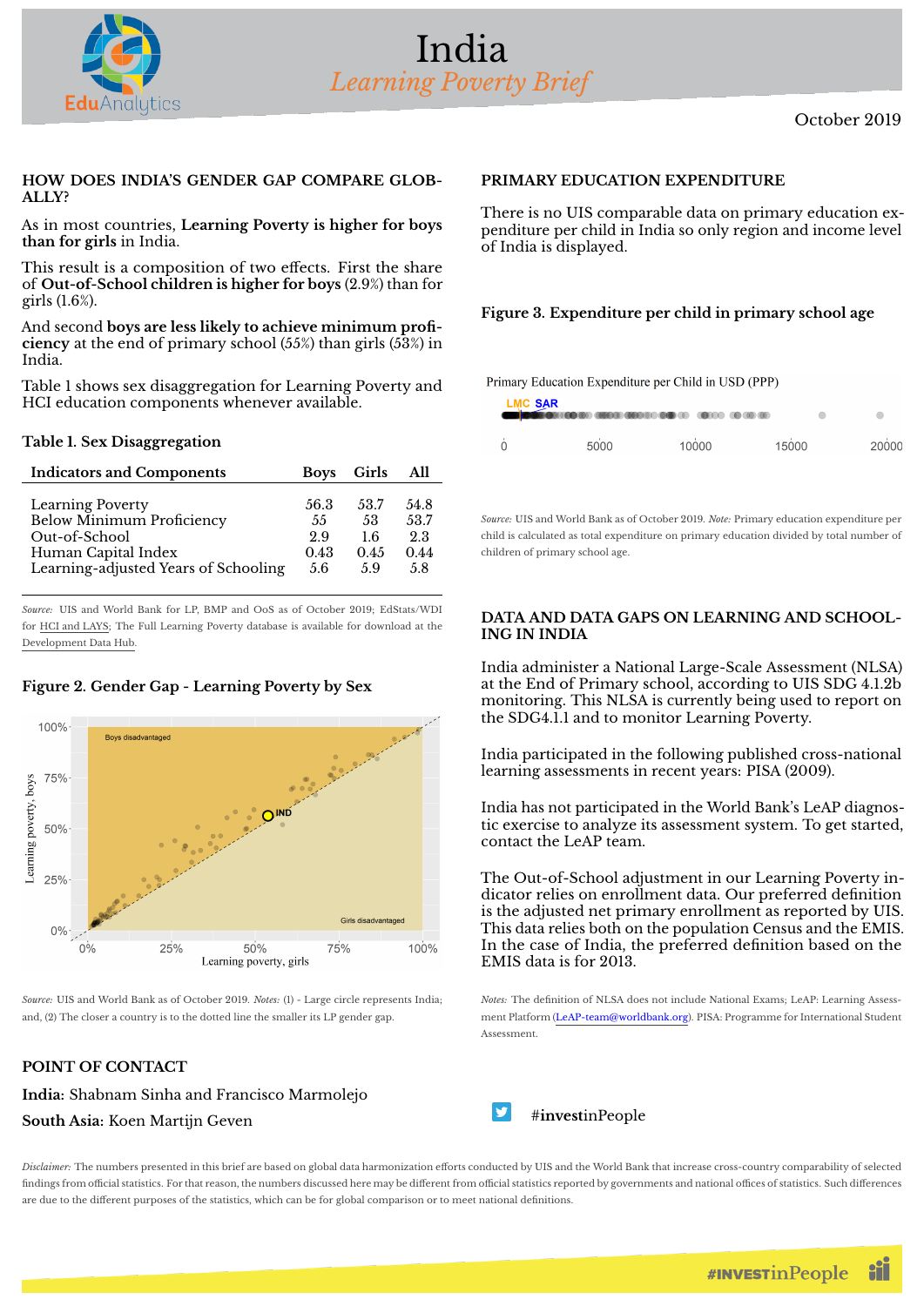# India
## *Learning Poverty Brief*

October 2019

### HOW DOES INDIA'S GENDER GAP COMPARE GLOBALLY?

As in most countries, **Learning Poverty is higher for boys than for girls** in India.

This result is a composition of two effects. First the share of **Out-of-School children is higher for boys** (2.9%) than for girls (1.6%).

And second **boys are less likely to achieve minimum proficiency** at the end of primary school (55%) than girls (53%) in India.

Table 1 shows sex disaggregation for Learning Poverty and HCI education components whenever available.

**Table 1. Sex Disaggregation**

| Indicators and Components | Boys | Girls | All |
|---|---|---|---|
| Learning Poverty | 56.3 | 53.7 | 54.8 |
| Below Minimum Proficiency | 55 | 53 | 53.7 |
| Out-of-School | 2.9 | 1.6 | 2.3 |
| Human Capital Index | 0.43 | 0.45 | 0.44 |
| Learning-adjusted Years of Schooling | 5.6 | 5.9 | 5.8 |

*Source:* UIS and World Bank for LP, BMP and OoS as of October 2019; EdStats/WDI for HCI and LAYS; The Full Learning Poverty database is available for download at the Development Data Hub.

**Figure 2. Gender Gap - Learning Poverty by Sex**

Boys disadvantaged
Girls disadvantaged
IND
Learning poverty, boys
Learning poverty, girls
0% 25% 50% 75% 100%

*Source:* UIS and World Bank as of October 2019. *Notes:* (1) - Large circle represents India; and, (2) The closer a country is to the dotted line the smaller its LP gender gap.

### POINT OF CONTACT

**India:** Shabnam Sinha and Francisco Marmolejo

**South Asia:** Koen Martijn Geven

### PRIMARY EDUCATION EXPENDITURE

There is no UIS comparable data on primary education expenditure per child in India so only region and income level of India is displayed.

**Figure 3. Expenditure per child in primary school age**

Primary Education Expenditure per Child in USD (PPP)
LMC SAR
0 5000 10000 15000 20000

*Source:* UIS and World Bank as of October 2019. *Note:* Primary education expenditure per child is calculated as total expenditure on primary education divided by total number of children of primary school age.

### DATA AND DATA GAPS ON LEARNING AND SCHOOLING IN INDIA

India administer a National Large-Scale Assessment (NLSA) at the End of Primary school, according to UIS SDG 4.1.2b monitoring. This NLSA is currently being used to report on the SDG4.1.1 and to monitor Learning Poverty.

India participated in the following published cross-national learning assessments in recent years: PISA (2009).

India has not participated in the World Bank's LeAP diagnostic exercise to analyze its assessment system. To get started, contact the LeAP team.

The Out-of-School adjustment in our Learning Poverty indicator relies on enrollment data. Our preferred definition is the adjusted net primary enrollment as reported by UIS. This data relies both on the population Census and the EMIS. In the case of India, the preferred definition based on the EMIS data is for 2013.

*Notes:* The definition of NLSA does not include National Exams; LeAP: Learning Assessment Platform (LeAP-team@worldbank.org). PISA: Programme for International Student Assessment.

#investinPeople

*Disclaimer:* The numbers presented in this brief are based on global data harmonization efforts conducted by UIS and the World Bank that increase cross-country comparability of selected findings from official statistics. For that reason, the numbers discussed here may be different from official statistics reported by governments and national offices of statistics. Such differences are due to the different purposes of the statistics, which can be for global comparison or to meet national definitions.

#INVESTinPeople